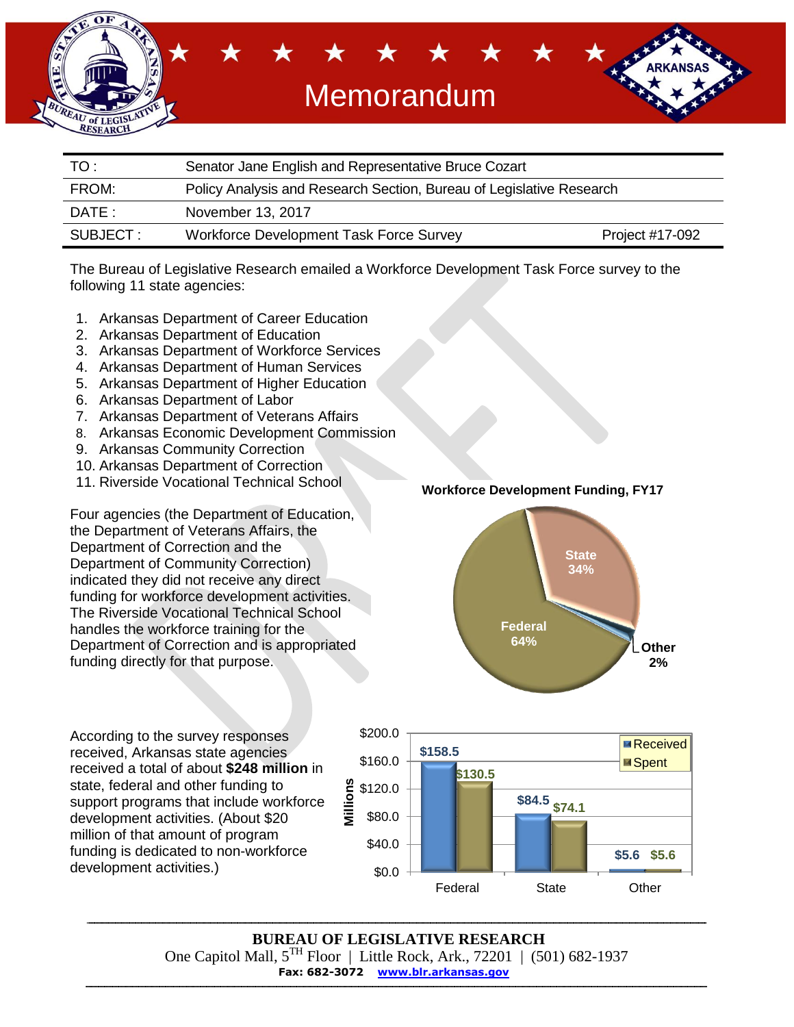# Memorandum

| | |
|---|---|
| TO : | Senator Jane English and Representative Bruce Cozart |
| FROM: | Policy Analysis and Research Section, Bureau of Legislative Research |
| DATE : | November 13, 2017 |
| SUBJECT : | Workforce Development Task Force Survey Project #17-092 |

The Bureau of Legislative Research emailed a Workforce Development Task Force survey to the following 11 state agencies:

1. Arkansas Department of Career Education
2. Arkansas Department of Education
3. Arkansas Department of Workforce Services
4. Arkansas Department of Human Services
5. Arkansas Department of Higher Education
6. Arkansas Department of Labor
7. Arkansas Department of Veterans Affairs
8. Arkansas Economic Development Commission
9. Arkansas Community Correction
10. Arkansas Department of Correction
11. Riverside Vocational Technical School

Four agencies (the Department of Education, the Department of Veterans Affairs, the Department of Correction and the Department of Community Correction) indicated they did not receive any direct funding for workforce development activities. The Riverside Vocational Technical School handles the workforce training for the Department of Correction and is appropriated funding directly for that purpose.

**Workforce Development Funding, FY17**

| Source | Share |
|---|---|
| Federal | 64% |
| State | 34% |
| Other | 2% |

According to the survey responses received, Arkansas state agencies received a total of about **$248 million** in state, federal and other funding to support programs that include workforce development activities. (About $20 million of that amount of program funding is dedicated to non-workforce development activities.)

| Millions | Received | Spent |
|---|---|---|
| Federal | $158.5 | $130.5 |
| State | $84.5 | $74.1 |
| Other | $5.6 | $5.6 |

**BUREAU OF LEGISLATIVE RESEARCH**
One Capitol Mall, 5TH Floor | Little Rock, Ark., 72201 | (501) 682-1937
Fax: 682-3072 www.blr.arkansas.gov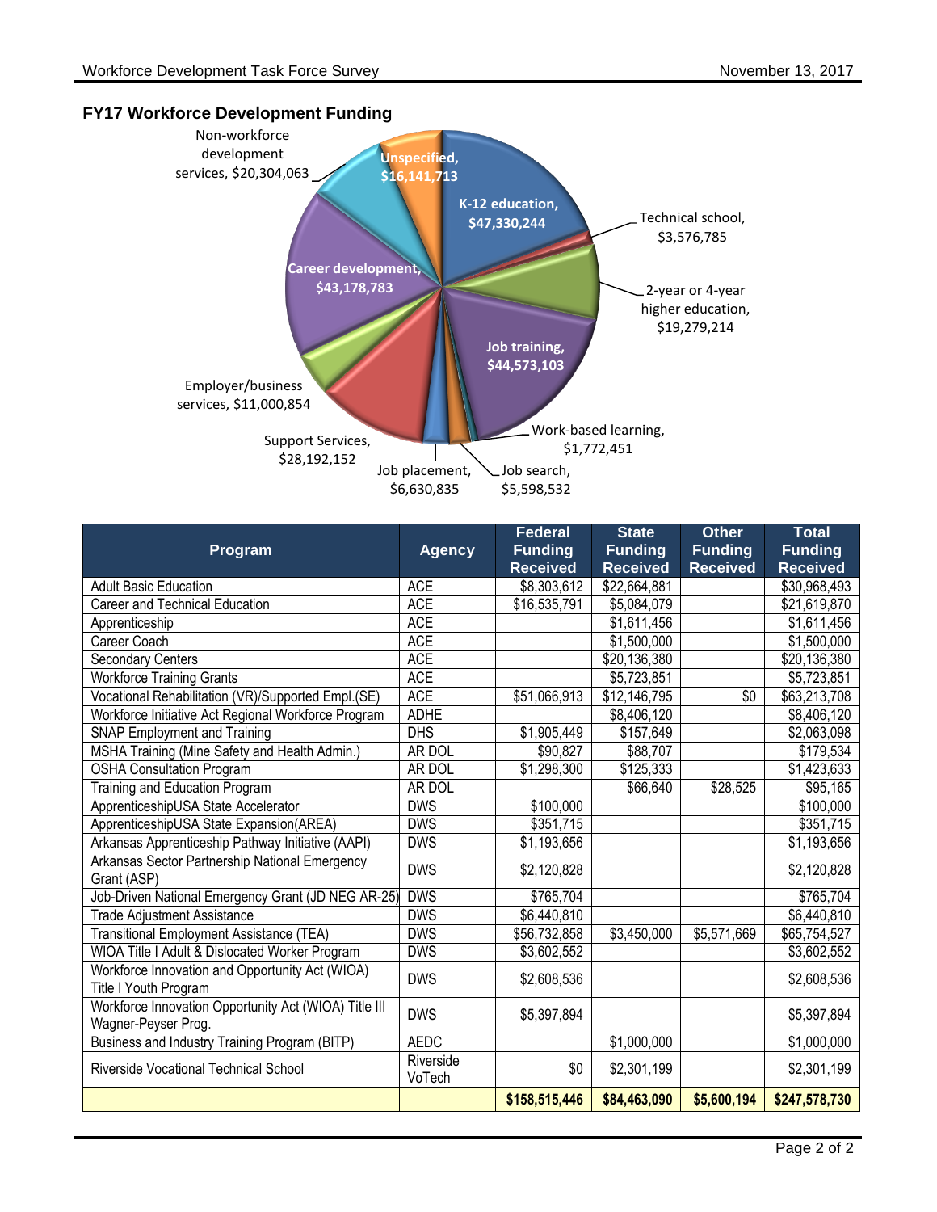## FY17 Workforce Development Funding

Non-workforce development services, $20,304,063

Unspecified, $16,141,713

K-12 education, $47,330,244

Technical school, $3,576,785

2-year or 4-year higher education, $19,279,214

Job training, $44,573,103

Work-based learning, $1,772,451

Job search, $5,598,532

Job placement, $6,630,835

Support Services, $28,192,152

Employer/business services, $11,000,854

Career development, $43,178,783

| Program | Agency | Federal Funding Received | State Funding Received | Other Funding Received | Total Funding Received |
|---|---|---|---|---|---|
| Adult Basic Education | ACE | $8,303,612 | $22,664,881 | | $30,968,493 |
| Career and Technical Education | ACE | $16,535,791 | $5,084,079 | | $21,619,870 |
| Apprenticeship | ACE | | $1,611,456 | | $1,611,456 |
| Career Coach | ACE | | $1,500,000 | | $1,500,000 |
| Secondary Centers | ACE | | $20,136,380 | | $20,136,380 |
| Workforce Training Grants | ACE | | $5,723,851 | | $5,723,851 |
| Vocational Rehabilitation (VR)/Supported Empl.(SE) | ACE | $51,066,913 | $12,146,795 | $0 | $63,213,708 |
| Workforce Initiative Act Regional Workforce Program | ADHE | | $8,406,120 | | $8,406,120 |
| SNAP Employment and Training | DHS | $1,905,449 | $157,649 | | $2,063,098 |
| MSHA Training (Mine Safety and Health Admin.) | AR DOL | $90,827 | $88,707 | | $179,534 |
| OSHA Consultation Program | AR DOL | $1,298,300 | $125,333 | | $1,423,633 |
| Training and Education Program | AR DOL | | $66,640 | $28,525 | $95,165 |
| ApprenticeshipUSA State Accelerator | DWS | $100,000 | | | $100,000 |
| ApprenticeshipUSA State Expansion(AREA) | DWS | $351,715 | | | $351,715 |
| Arkansas Apprenticeship Pathway Initiative (AAPI) | DWS | $1,193,656 | | | $1,193,656 |
| Arkansas Sector Partnership National Emergency Grant (ASP) | DWS | $2,120,828 | | | $2,120,828 |
| Job-Driven National Emergency Grant (JD NEG AR-25) | DWS | $765,704 | | | $765,704 |
| Trade Adjustment Assistance | DWS | $6,440,810 | | | $6,440,810 |
| Transitional Employment Assistance (TEA) | DWS | $56,732,858 | $3,450,000 | $5,571,669 | $65,754,527 |
| WIOA Title I Adult & Dislocated Worker Program | DWS | $3,602,552 | | | $3,602,552 |
| Workforce Innovation and Opportunity Act (WIOA) Title I Youth Program | DWS | $2,608,536 | | | $2,608,536 |
| Workforce Innovation Opportunity Act (WIOA) Title III Wagner-Peyser Prog. | DWS | $5,397,894 | | | $5,397,894 |
| Business and Industry Training Program (BITP) | AEDC | | $1,000,000 | | $1,000,000 |
| Riverside Vocational Technical School | Riverside VoTech | $0 | $2,301,199 | | $2,301,199 |
| | | **$158,515,446** | **$84,463,090** | **$5,600,194** | **$247,578,730** |